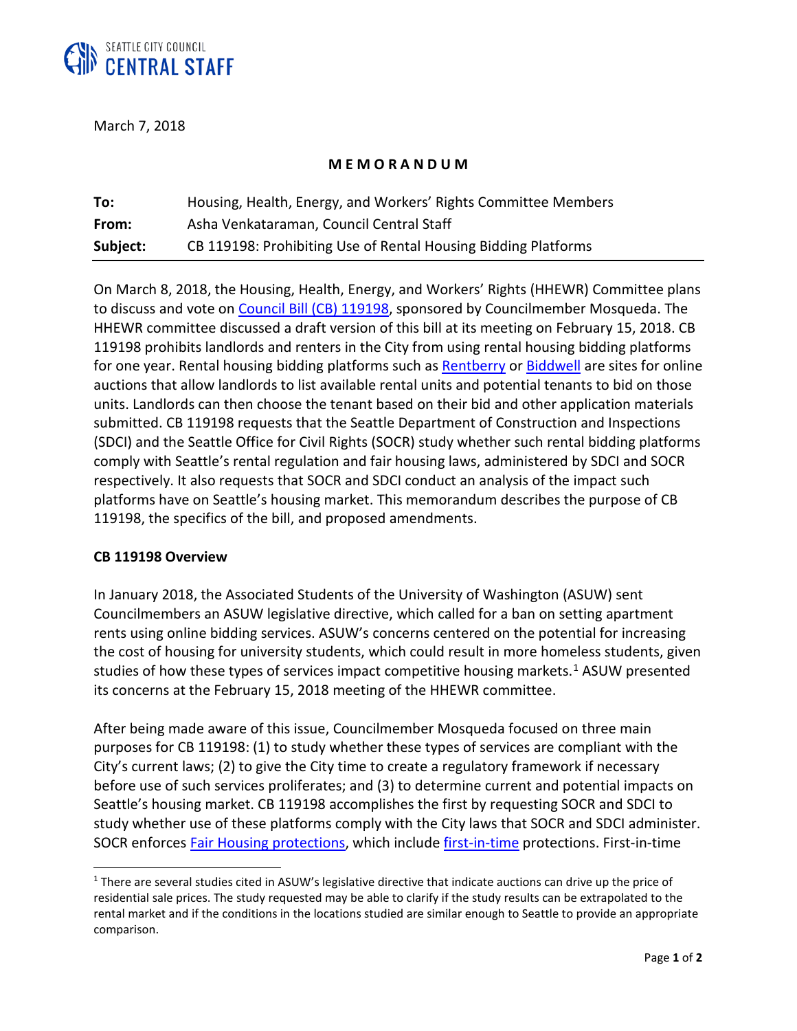SEATTLE CITY COUNCIL
CENTRAL STAFF

March 7, 2018

**M E M O R A N D U M**

| | |
|---|---|
| **To:** | Housing, Health, Energy, and Workers' Rights Committee Members |
| **From:** | Asha Venkataraman, Council Central Staff |
| **Subject:** | CB 119198: Prohibiting Use of Rental Housing Bidding Platforms |

On March 8, 2018, the Housing, Health, Energy, and Workers' Rights (HHEWR) Committee plans to discuss and vote on Council Bill (CB) 119198, sponsored by Councilmember Mosqueda. The HHEWR committee discussed a draft version of this bill at its meeting on February 15, 2018. CB 119198 prohibits landlords and renters in the City from using rental housing bidding platforms for one year. Rental housing bidding platforms such as Rentberry or Biddwell are sites for online auctions that allow landlords to list available rental units and potential tenants to bid on those units. Landlords can then choose the tenant based on their bid and other application materials submitted. CB 119198 requests that the Seattle Department of Construction and Inspections (SDCI) and the Seattle Office for Civil Rights (SOCR) study whether such rental bidding platforms comply with Seattle's rental regulation and fair housing laws, administered by SDCI and SOCR respectively. It also requests that SOCR and SDCI conduct an analysis of the impact such platforms have on Seattle's housing market. This memorandum describes the purpose of CB 119198, the specifics of the bill, and proposed amendments.

**CB 119198 Overview**

In January 2018, the Associated Students of the University of Washington (ASUW) sent Councilmembers an ASUW legislative directive, which called for a ban on setting apartment rents using online bidding services. ASUW's concerns centered on the potential for increasing the cost of housing for university students, which could result in more homeless students, given studies of how these types of services impact competitive housing markets.[1] ASUW presented its concerns at the February 15, 2018 meeting of the HHEWR committee.

After being made aware of this issue, Councilmember Mosqueda focused on three main purposes for CB 119198: (1) to study whether these types of services are compliant with the City's current laws; (2) to give the City time to create a regulatory framework if necessary before use of such services proliferates; and (3) to determine current and potential impacts on Seattle's housing market. CB 119198 accomplishes the first by requesting SOCR and SDCI to study whether use of these platforms comply with the City laws that SOCR and SDCI administer. SOCR enforces Fair Housing protections, which include first-in-time protections. First-in-time

[1] There are several studies cited in ASUW's legislative directive that indicate auctions can drive up the price of residential sale prices. The study requested may be able to clarify if the study results can be extrapolated to the rental market and if the conditions in the locations studied are similar enough to Seattle to provide an appropriate comparison.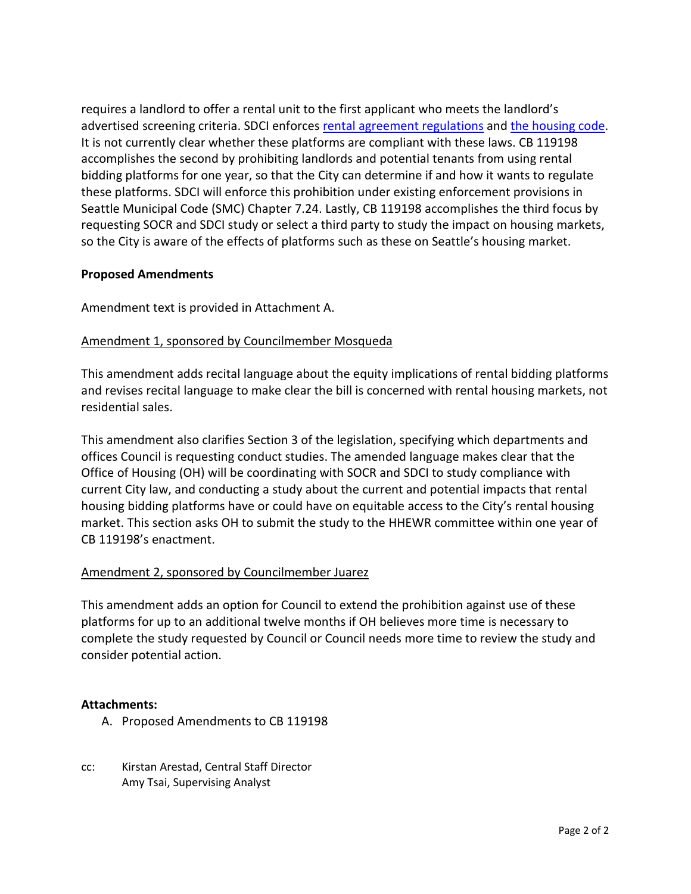requires a landlord to offer a rental unit to the first applicant who meets the landlord's advertised screening criteria. SDCI enforces [rental agreement regulations]() and [the housing code](). It is not currently clear whether these platforms are compliant with these laws. CB 119198 accomplishes the second by prohibiting landlords and potential tenants from using rental bidding platforms for one year, so that the City can determine if and how it wants to regulate these platforms. SDCI will enforce this prohibition under existing enforcement provisions in Seattle Municipal Code (SMC) Chapter 7.24. Lastly, CB 119198 accomplishes the third focus by requesting SOCR and SDCI study or select a third party to study the impact on housing markets, so the City is aware of the effects of platforms such as these on Seattle's housing market.

**Proposed Amendments**

Amendment text is provided in Attachment A.

Amendment 1, sponsored by Councilmember Mosqueda

This amendment adds recital language about the equity implications of rental bidding platforms and revises recital language to make clear the bill is concerned with rental housing markets, not residential sales.

This amendment also clarifies Section 3 of the legislation, specifying which departments and offices Council is requesting conduct studies. The amended language makes clear that the Office of Housing (OH) will be coordinating with SOCR and SDCI to study compliance with current City law, and conducting a study about the current and potential impacts that rental housing bidding platforms have or could have on equitable access to the City's rental housing market. This section asks OH to submit the study to the HHEWR committee within one year of CB 119198's enactment.

Amendment 2, sponsored by Councilmember Juarez

This amendment adds an option for Council to extend the prohibition against use of these platforms for up to an additional twelve months if OH believes more time is necessary to complete the study requested by Council or Council needs more time to review the study and consider potential action.

**Attachments:**

A. Proposed Amendments to CB 119198

cc: Kirstan Arestad, Central Staff Director
Amy Tsai, Supervising Analyst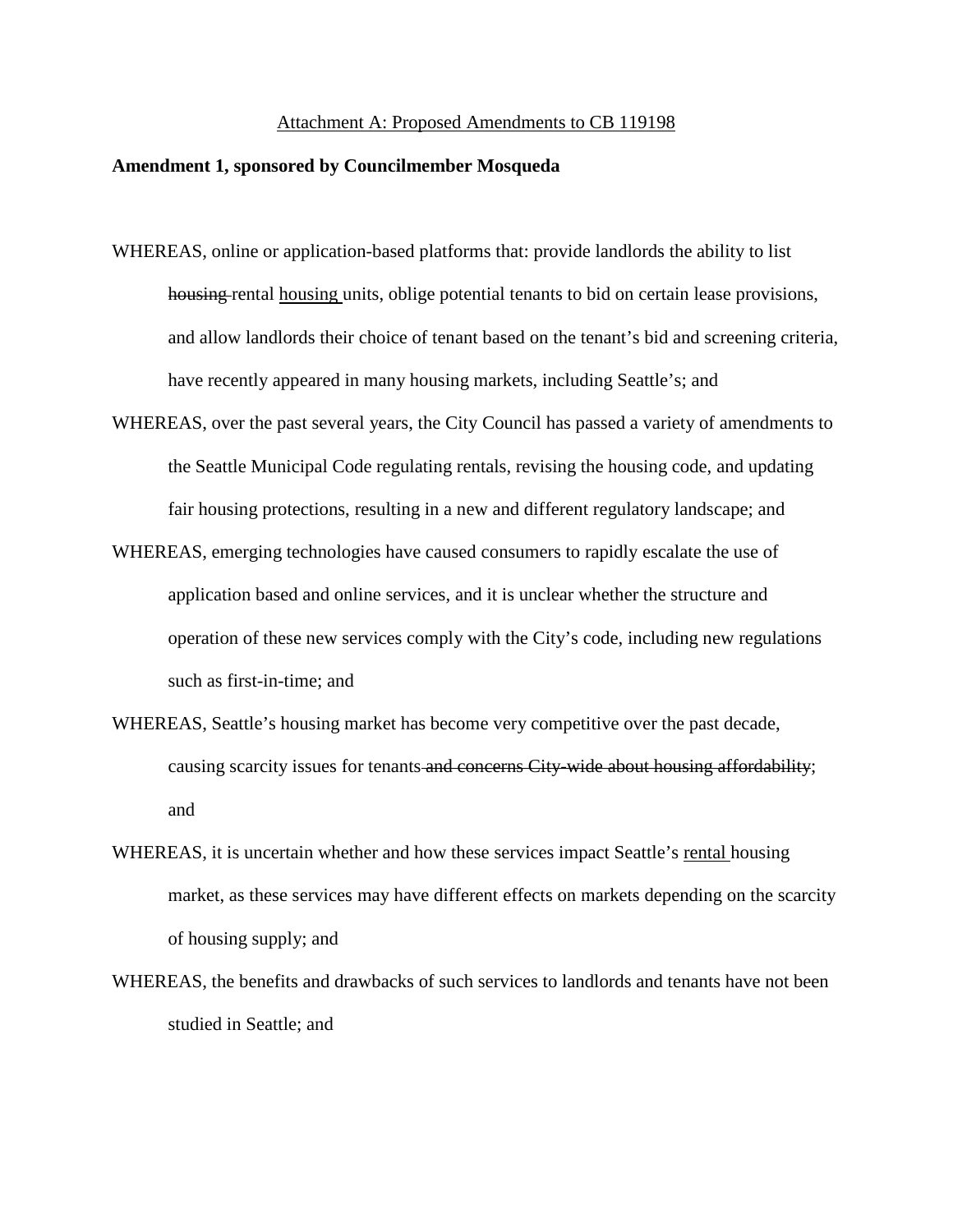Attachment A: Proposed Amendments to CB 119198

**Amendment 1, sponsored by Councilmember Mosqueda**

WHEREAS, online or application-based platforms that: provide landlords the ability to list ~~housing~~ rental <u>housing</u> units, oblige potential tenants to bid on certain lease provisions, and allow landlords their choice of tenant based on the tenant's bid and screening criteria, have recently appeared in many housing markets, including Seattle's; and

WHEREAS, over the past several years, the City Council has passed a variety of amendments to the Seattle Municipal Code regulating rentals, revising the housing code, and updating fair housing protections, resulting in a new and different regulatory landscape; and

WHEREAS, emerging technologies have caused consumers to rapidly escalate the use of application based and online services, and it is unclear whether the structure and operation of these new services comply with the City's code, including new regulations such as first-in-time; and

WHEREAS, Seattle's housing market has become very competitive over the past decade, causing scarcity issues for tenants ~~and concerns City-wide about housing affordability~~; and

WHEREAS, it is uncertain whether and how these services impact Seattle's <u>rental</u> housing market, as these services may have different effects on markets depending on the scarcity of housing supply; and

WHEREAS, the benefits and drawbacks of such services to landlords and tenants have not been studied in Seattle; and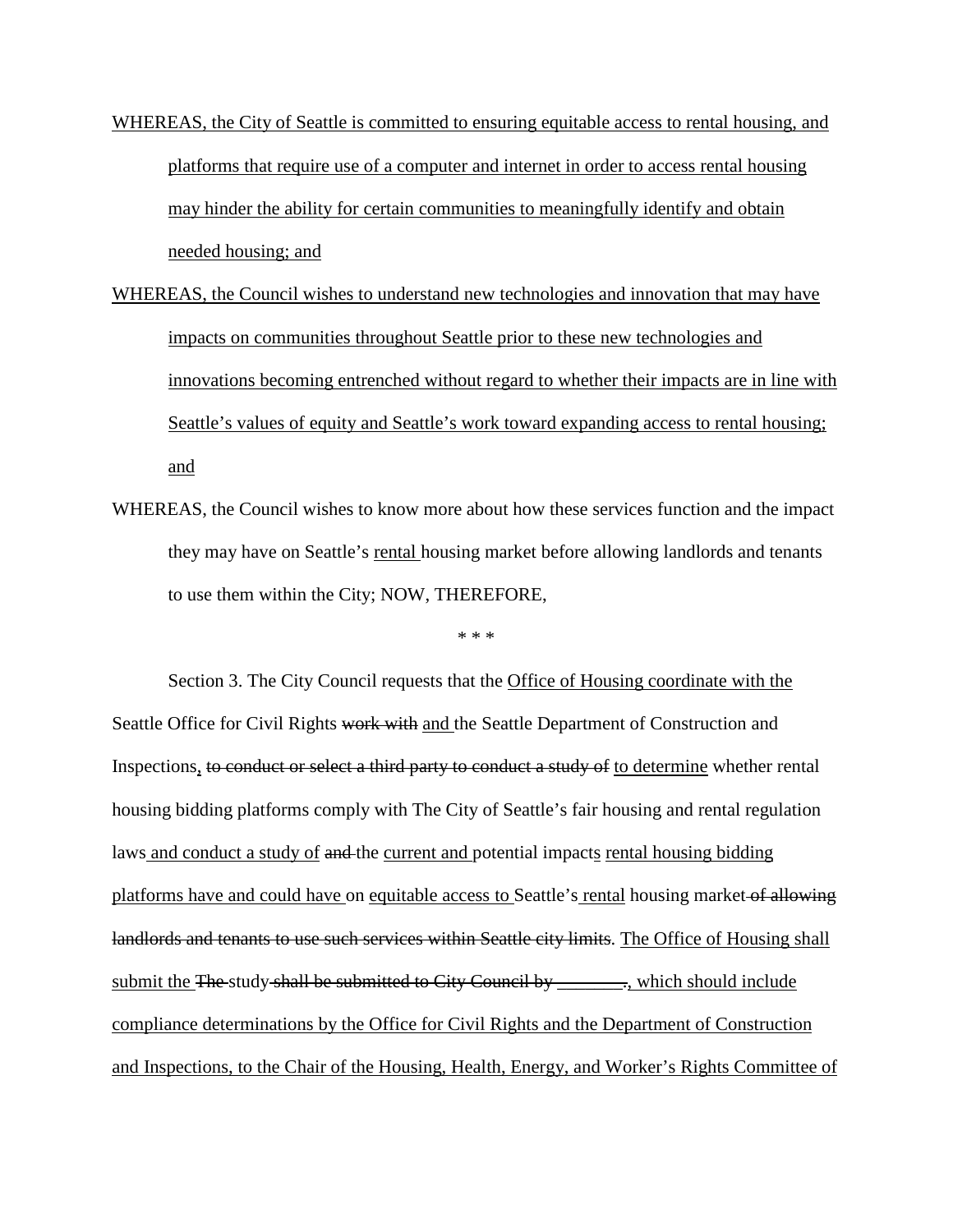WHEREAS, the City of Seattle is committed to ensuring equitable access to rental housing, and platforms that require use of a computer and internet in order to access rental housing may hinder the ability for certain communities to meaningfully identify and obtain needed housing; and

WHEREAS, the Council wishes to understand new technologies and innovation that may have impacts on communities throughout Seattle prior to these new technologies and innovations becoming entrenched without regard to whether their impacts are in line with Seattle's values of equity and Seattle's work toward expanding access to rental housing; and

WHEREAS, the Council wishes to know more about how these services function and the impact they may have on Seattle's rental housing market before allowing landlords and tenants to use them within the City; NOW, THEREFORE,

\* \* \*

Section 3. The City Council requests that the Office of Housing coordinate with the Seattle Office for Civil Rights ~~work with~~ and the Seattle Department of Construction and Inspections, ~~to conduct or select a third party to conduct a study of~~ to determine whether rental housing bidding platforms comply with The City of Seattle's fair housing and rental regulation laws and conduct a study of ~~and~~ the current and potential impacts rental housing bidding platforms have and could have on equitable access to Seattle's rental housing market ~~of allowing landlords and tenants to use such services within Seattle city limits~~. The Office of Housing shall submit the ~~The~~ study ~~shall be submitted to City Council by ________.~~, which should include compliance determinations by the Office for Civil Rights and the Department of Construction and Inspections, to the Chair of the Housing, Health, Energy, and Worker's Rights Committee of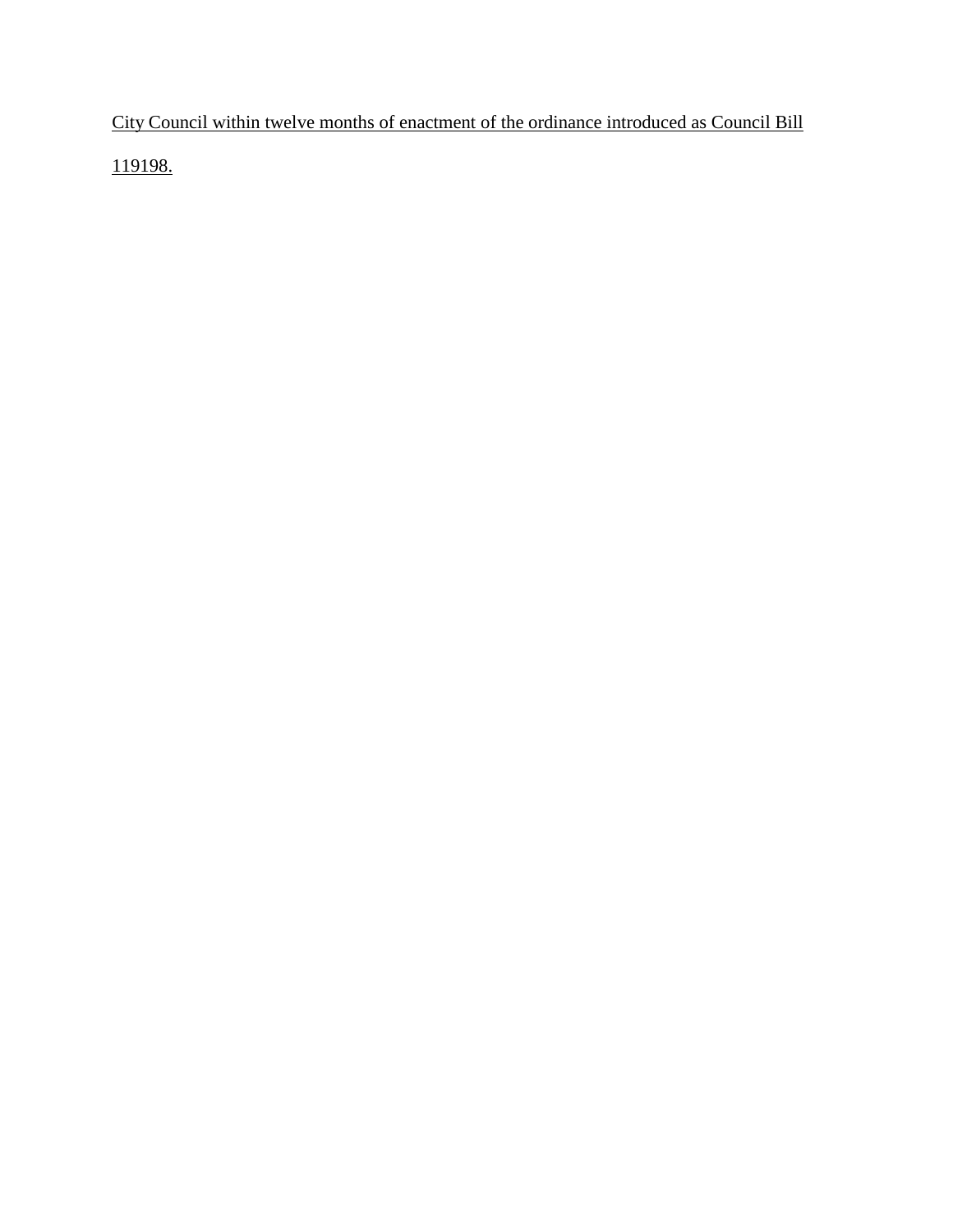<u>City Council within twelve months of enactment of the ordinance introduced as Council Bill 119198.</u>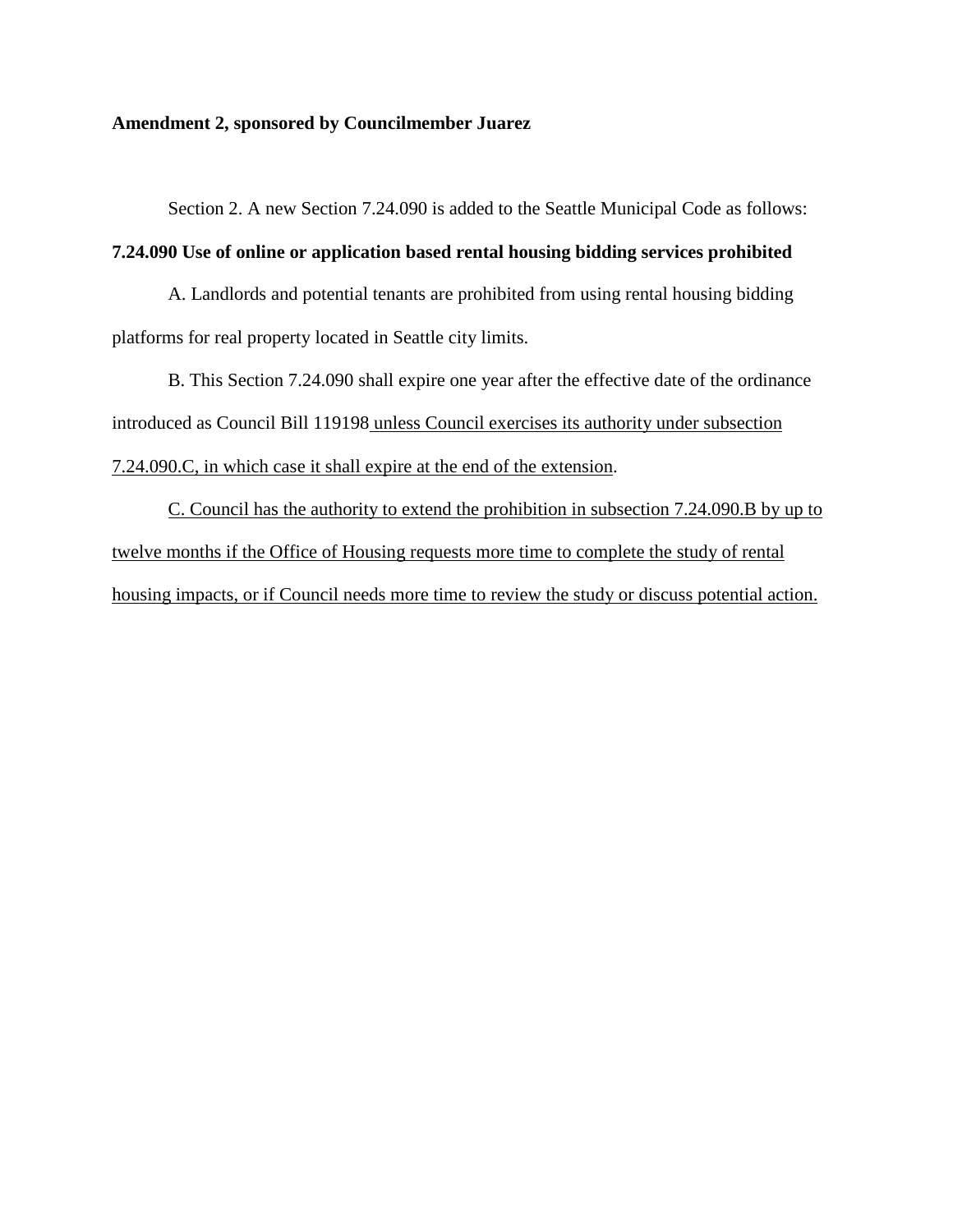**Amendment 2, sponsored by Councilmember Juarez**

Section 2. A new Section 7.24.090 is added to the Seattle Municipal Code as follows:

**7.24.090 Use of online or application based rental housing bidding services prohibited**

A. Landlords and potential tenants are prohibited from using rental housing bidding platforms for real property located in Seattle city limits.

B. This Section 7.24.090 shall expire one year after the effective date of the ordinance introduced as Council Bill 119198 <u>unless Council exercises its authority under subsection 7.24.090.C, in which case it shall expire at the end of the extension</u>.

<u>C. Council has the authority to extend the prohibition in subsection 7.24.090.B by up to twelve months if the Office of Housing requests more time to complete the study of rental housing impacts, or if Council needs more time to review the study or discuss potential action.</u>